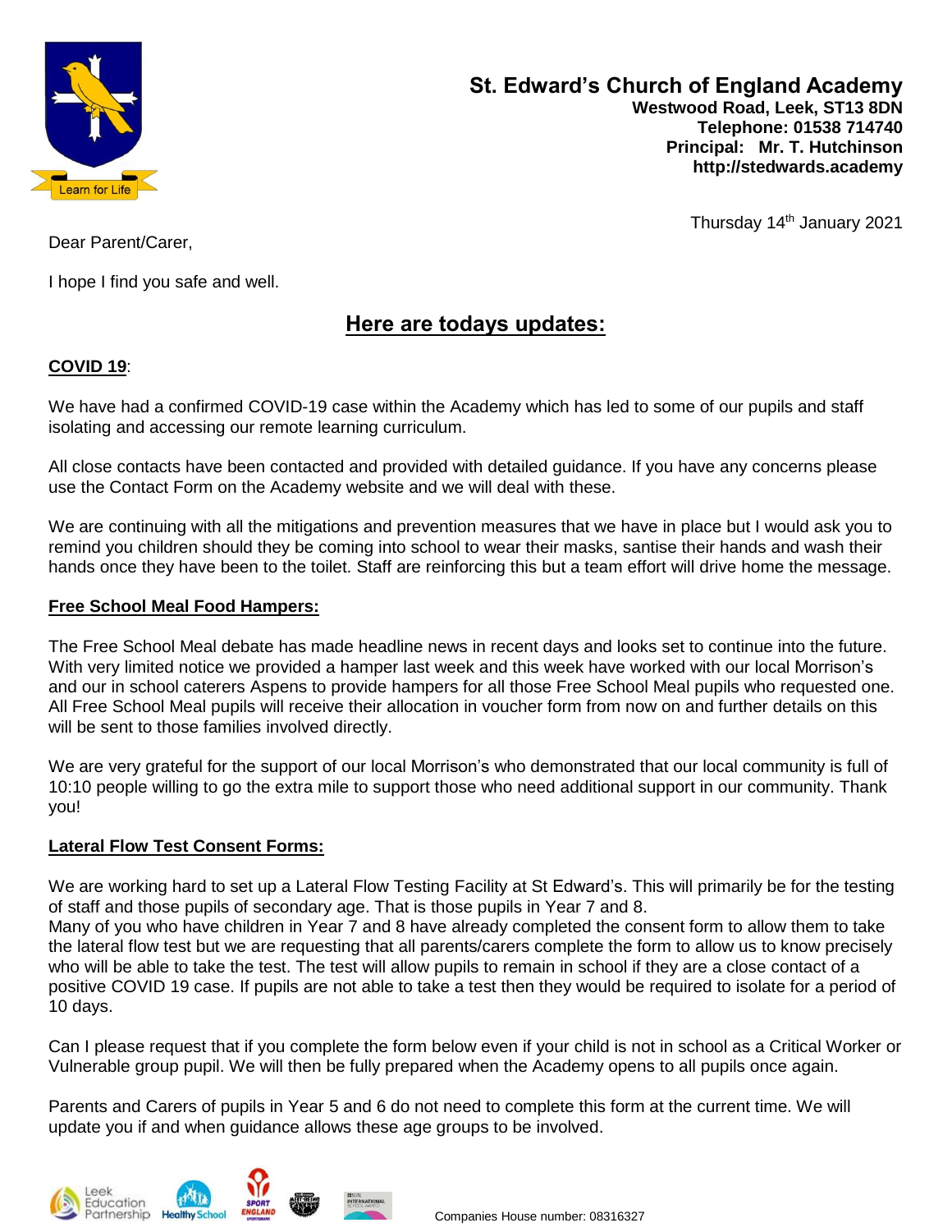# St. Edward's Church of England Academy

**Westwood Road, Leek, ST13 8DN**
**Telephone: 01538 714740**
**Principal: Mr. T. Hutchinson**
**http://stedwards.academy**

Learn for Life

Thursday 14th January 2021

Dear Parent/Carer,

I hope I find you safe and well.

## Here are todays updates:

**COVID 19**:

We have had a confirmed COVID-19 case within the Academy which has led to some of our pupils and staff isolating and accessing our remote learning curriculum.

All close contacts have been contacted and provided with detailed guidance. If you have any concerns please use the Contact Form on the Academy website and we will deal with these.

We are continuing with all the mitigations and prevention measures that we have in place but I would ask you to remind you children should they be coming into school to wear their masks, santise their hands and wash their hands once they have been to the toilet. Staff are reinforcing this but a team effort will drive home the message.

**Free School Meal Food Hampers:**

The Free School Meal debate has made headline news in recent days and looks set to continue into the future. With very limited notice we provided a hamper last week and this week have worked with our local Morrison's and our in school caterers Aspens to provide hampers for all those Free School Meal pupils who requested one. All Free School Meal pupils will receive their allocation in voucher form from now on and further details on this will be sent to those families involved directly.

We are very grateful for the support of our local Morrison's who demonstrated that our local community is full of 10:10 people willing to go the extra mile to support those who need additional support in our community. Thank you!

**Lateral Flow Test Consent Forms:**

We are working hard to set up a Lateral Flow Testing Facility at St Edward's. This will primarily be for the testing of staff and those pupils of secondary age. That is those pupils in Year 7 and 8.
Many of you who have children in Year 7 and 8 have already completed the consent form to allow them to take the lateral flow test but we are requesting that all parents/carers complete the form to allow us to know precisely who will be able to take the test. The test will allow pupils to remain in school if they are a close contact of a positive COVID 19 case. If pupils are not able to take a test then they would be required to isolate for a period of 10 days.

Can I please request that if you complete the form below even if your child is not in school as a Critical Worker or Vulnerable group pupil. We will then be fully prepared when the Academy opens to all pupils once again.

Parents and Carers of pupils in Year 5 and 6 do not need to complete this form at the current time. We will update you if and when guidance allows these age groups to be involved.

Companies House number: 08316327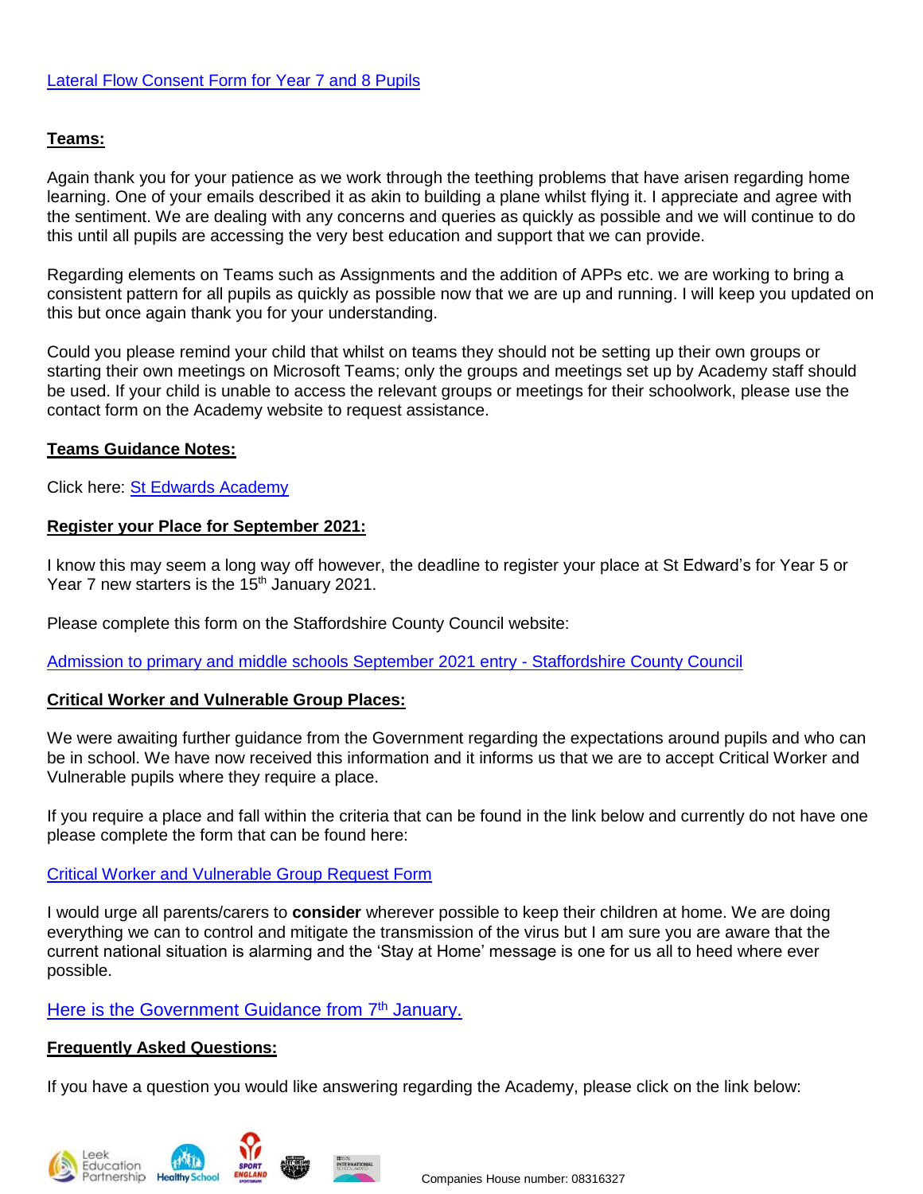Lateral Flow Consent Form for Year 7 and 8 Pupils

**Teams:**

Again thank you for your patience as we work through the teething problems that have arisen regarding home learning. One of your emails described it as akin to building a plane whilst flying it. I appreciate and agree with the sentiment. We are dealing with any concerns and queries as quickly as possible and we will continue to do this until all pupils are accessing the very best education and support that we can provide.

Regarding elements on Teams such as Assignments and the addition of APPs etc. we are working to bring a consistent pattern for all pupils as quickly as possible now that we are up and running. I will keep you updated on this but once again thank you for your understanding.

Could you please remind your child that whilst on teams they should not be setting up their own groups or starting their own meetings on Microsoft Teams; only the groups and meetings set up by Academy staff should be used. If your child is unable to access the relevant groups or meetings for their schoolwork, please use the contact form on the Academy website to request assistance.

**Teams Guidance Notes:**

Click here: St Edwards Academy

**Register your Place for September 2021:**

I know this may seem a long way off however, the deadline to register your place at St Edward's for Year 5 or Year 7 new starters is the 15th January 2021.

Please complete this form on the Staffordshire County Council website:

Admission to primary and middle schools September 2021 entry - Staffordshire County Council

**Critical Worker and Vulnerable Group Places:**

We were awaiting further guidance from the Government regarding the expectations around pupils and who can be in school. We have now received this information and it informs us that we are to accept Critical Worker and Vulnerable pupils where they require a place.

If you require a place and fall within the criteria that can be found in the link below and currently do not have one please complete the form that can be found here:

Critical Worker and Vulnerable Group Request Form

I would urge all parents/carers to **consider** wherever possible to keep their children at home. We are doing everything we can to control and mitigate the transmission of the virus but I am sure you are aware that the current national situation is alarming and the 'Stay at Home' message is one for us all to heed where ever possible.

Here is the Government Guidance from 7th January.

**Frequently Asked Questions:**

If you have a question you would like answering regarding the Academy, please click on the link below:

Companies House number: 08316327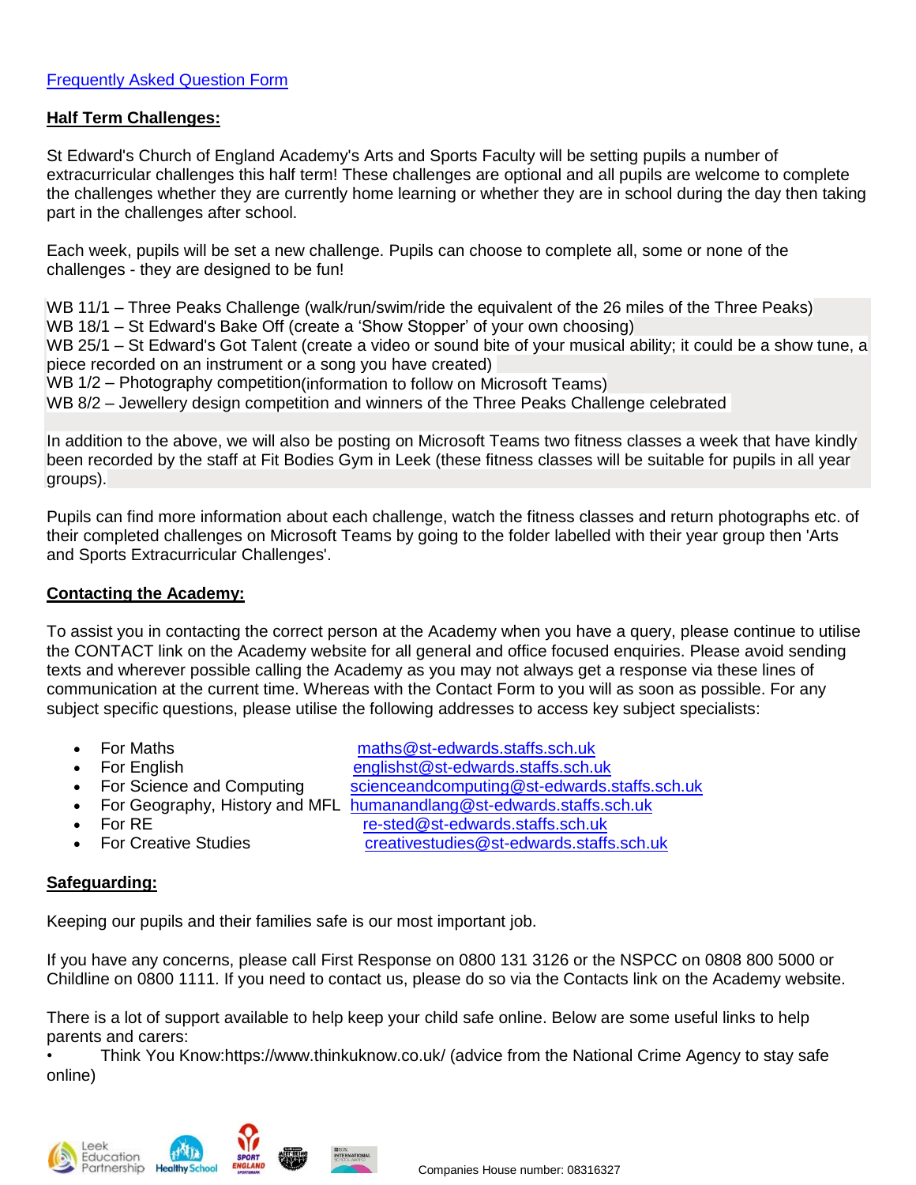Frequently Asked Question Form

**Half Term Challenges:**

St Edward's Church of England Academy's Arts and Sports Faculty will be setting pupils a number of extracurricular challenges this half term! These challenges are optional and all pupils are welcome to complete the challenges whether they are currently home learning or whether they are in school during the day then taking part in the challenges after school.

Each week, pupils will be set a new challenge. Pupils can choose to complete all, some or none of the challenges - they are designed to be fun!

WB 11/1 – Three Peaks Challenge (walk/run/swim/ride the equivalent of the 26 miles of the Three Peaks)
WB 18/1 – St Edward's Bake Off (create a 'Show Stopper' of your own choosing)
WB 25/1 – St Edward's Got Talent (create a video or sound bite of your musical ability; it could be a show tune, a piece recorded on an instrument or a song you have created)
WB 1/2 – Photography competition(information to follow on Microsoft Teams)
WB 8/2 – Jewellery design competition and winners of the Three Peaks Challenge celebrated

In addition to the above, we will also be posting on Microsoft Teams two fitness classes a week that have kindly been recorded by the staff at Fit Bodies Gym in Leek (these fitness classes will be suitable for pupils in all year groups).

Pupils can find more information about each challenge, watch the fitness classes and return photographs etc. of their completed challenges on Microsoft Teams by going to the folder labelled with their year group then 'Arts and Sports Extracurricular Challenges'.

**Contacting the Academy:**

To assist you in contacting the correct person at the Academy when you have a query, please continue to utilise the CONTACT link on the Academy website for all general and office focused enquiries. Please avoid sending texts and wherever possible calling the Academy as you may not always get a response via these lines of communication at the current time. Whereas with the Contact Form to you will as soon as possible. For any subject specific questions, please utilise the following addresses to access key subject specialists:

- For Maths maths@st-edwards.staffs.sch.uk
- For English englishst@st-edwards.staffs.sch.uk
- For Science and Computing scienceandcomputing@st-edwards.staffs.sch.uk
- For Geography, History and MFL humanandlang@st-edwards.staffs.sch.uk
- For RE re-sted@st-edwards.staffs.sch.uk
- For Creative Studies creativestudies@st-edwards.staffs.sch.uk

**Safeguarding:**

Keeping our pupils and their families safe is our most important job.

If you have any concerns, please call First Response on 0800 131 3126 or the NSPCC on 0808 800 5000 or Childline on 0800 1111. If you need to contact us, please do so via the Contacts link on the Academy website.

There is a lot of support available to help keep your child safe online. Below are some useful links to help parents and carers:

- Think You Know:https://www.thinkuknow.co.uk/ (advice from the National Crime Agency to stay safe online)

Companies House number: 08316327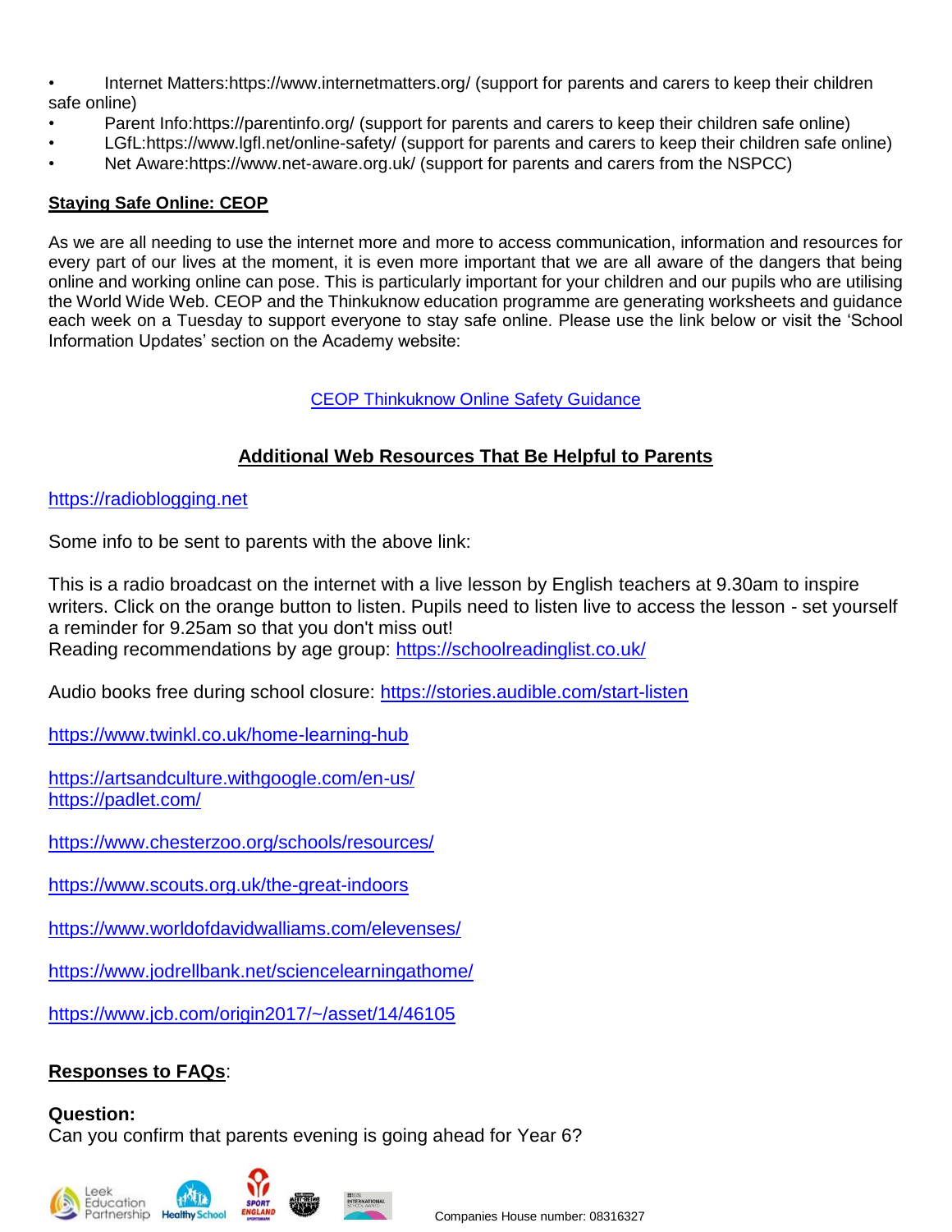- Internet Matters:https://www.internetmatters.org/ (support for parents and carers to keep their children safe online)
- Parent Info:https://parentinfo.org/ (support for parents and carers to keep their children safe online)
- LGfL:https://www.lgfl.net/online-safety/ (support for parents and carers to keep their children safe online)
- Net Aware:https://www.net-aware.org.uk/ (support for parents and carers from the NSPCC)

**Staying Safe Online: CEOP**

As we are all needing to use the internet more and more to access communication, information and resources for every part of our lives at the moment, it is even more important that we are all aware of the dangers that being online and working online can pose. This is particularly important for your children and our pupils who are utilising the World Wide Web. CEOP and the Thinkuknow education programme are generating worksheets and guidance each week on a Tuesday to support everyone to stay safe online. Please use the link below or visit the 'School Information Updates' section on the Academy website:

CEOP Thinkuknow Online Safety Guidance

**Additional Web Resources That Be Helpful to Parents**

https://radioblogging.net

Some info to be sent to parents with the above link:

This is a radio broadcast on the internet with a live lesson by English teachers at 9.30am to inspire writers. Click on the orange button to listen. Pupils need to listen live to access the lesson - set yourself a reminder for 9.25am so that you don't miss out!
Reading recommendations by age group: https://schoolreadinglist.co.uk/

Audio books free during school closure: https://stories.audible.com/start-listen

https://www.twinkl.co.uk/home-learning-hub

https://artsandculture.withgoogle.com/en-us/
https://padlet.com/

https://www.chesterzoo.org/schools/resources/

https://www.scouts.org.uk/the-great-indoors

https://www.worldofdavidwalliams.com/elevenses/

https://www.jodrellbank.net/sciencelearningathome/

https://www.jcb.com/origin2017/~/asset/14/46105

**Responses to FAQs**:

**Question:**
Can you confirm that parents evening is going ahead for Year 6?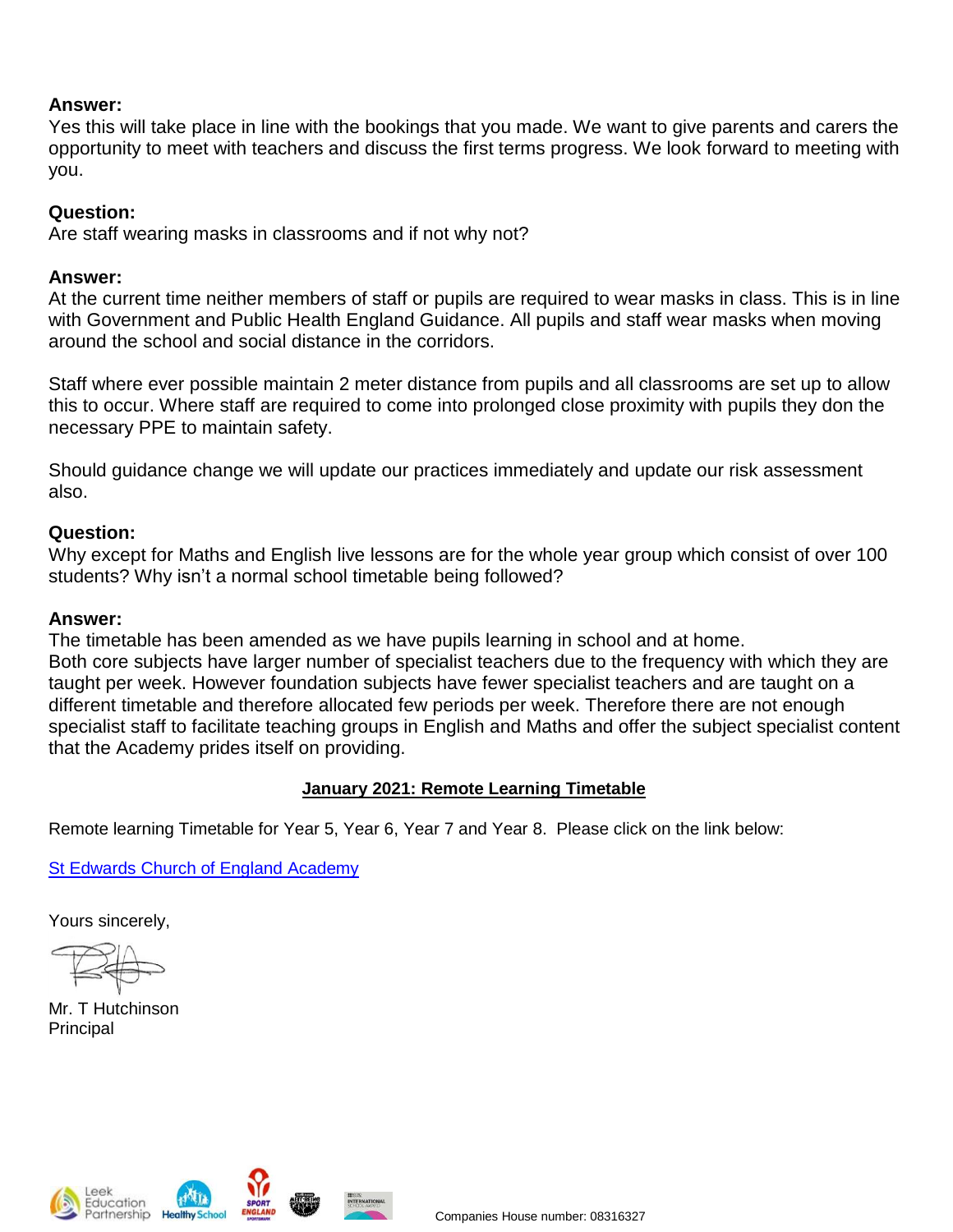**Answer:**
Yes this will take place in line with the bookings that you made. We want to give parents and carers the opportunity to meet with teachers and discuss the first terms progress. We look forward to meeting with you.

**Question:**
Are staff wearing masks in classrooms and if not why not?

**Answer:**
At the current time neither members of staff or pupils are required to wear masks in class. This is in line with Government and Public Health England Guidance. All pupils and staff wear masks when moving around the school and social distance in the corridors.

Staff where ever possible maintain 2 meter distance from pupils and all classrooms are set up to allow this to occur. Where staff are required to come into prolonged close proximity with pupils they don the necessary PPE to maintain safety.

Should guidance change we will update our practices immediately and update our risk assessment also.

**Question:**
Why except for Maths and English live lessons are for the whole year group which consist of over 100 students? Why isn't a normal school timetable being followed?

**Answer:**
The timetable has been amended as we have pupils learning in school and at home.
Both core subjects have larger number of specialist teachers due to the frequency with which they are taught per week. However foundation subjects have fewer specialist teachers and are taught on a different timetable and therefore allocated few periods per week. Therefore there are not enough specialist staff to facilitate teaching groups in English and Maths and offer the subject specialist content that the Academy prides itself on providing.

**January 2021: Remote Learning Timetable**

Remote learning Timetable for Year 5, Year 6, Year 7 and Year 8. Please click on the link below:

St Edwards Church of England Academy

Yours sincerely,

Mr. T Hutchinson
Principal

Companies House number: 08316327